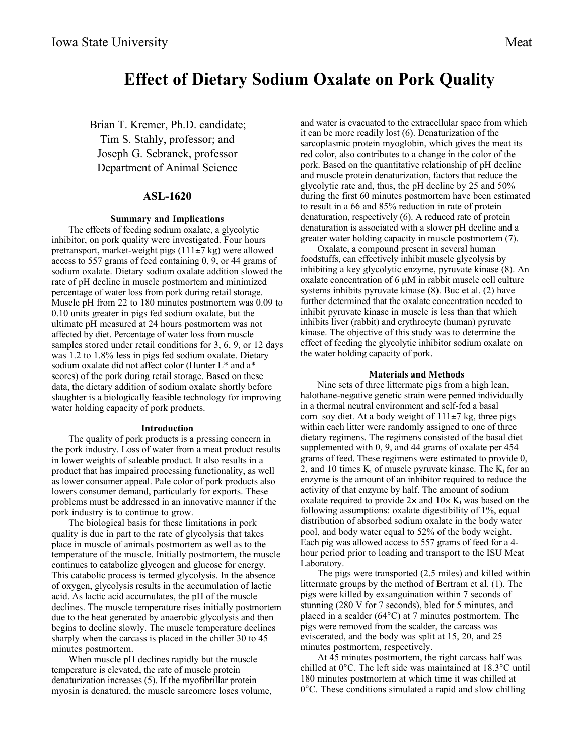# Effect of Dietary Sodium Oxalate on Pork Quality

Brian T. Kremer, Ph.D. candidate;
Tim S. Stahly, professor; and
Joseph G. Sebranek, professor
Department of Animal Science

## ASL-1620

### Summary and Implications

The effects of feeding sodium oxalate, a glycolytic inhibitor, on pork quality were investigated. Four hours pretransport, market-weight pigs (111±7 kg) were allowed access to 557 grams of feed containing 0, 9, or 44 grams of sodium oxalate. Dietary sodium oxalate addition slowed the rate of pH decline in muscle postmortem and minimized percentage of water loss from pork during retail storage. Muscle pH from 22 to 180 minutes postmortem was 0.09 to 0.10 units greater in pigs fed sodium oxalate, but the ultimate pH measured at 24 hours postmortem was not affected by diet. Percentage of water loss from muscle samples stored under retail conditions for 3, 6, 9, or 12 days was 1.2 to 1.8% less in pigs fed sodium oxalate. Dietary sodium oxalate did not affect color (Hunter L* and a* scores) of the pork during retail storage. Based on these data, the dietary addition of sodium oxalate shortly before slaughter is a biologically feasible technology for improving water holding capacity of pork products.

### Introduction

The quality of pork products is a pressing concern in the pork industry. Loss of water from a meat product results in lower weights of saleable product. It also results in a product that has impaired processing functionality, as well as lower consumer appeal. Pale color of pork products also lowers consumer demand, particularly for exports. These problems must be addressed in an innovative manner if the pork industry is to continue to grow.

The biological basis for these limitations in pork quality is due in part to the rate of glycolysis that takes place in muscle of animals postmortem as well as to the temperature of the muscle. Initially postmortem, the muscle continues to catabolize glycogen and glucose for energy. This catabolic process is termed glycolysis. In the absence of oxygen, glycolysis results in the accumulation of lactic acid. As lactic acid accumulates, the pH of the muscle declines. The muscle temperature rises initially postmortem due to the heat generated by anaerobic glycolysis and then begins to decline slowly. The muscle temperature declines sharply when the carcass is placed in the chiller 30 to 45 minutes postmortem.

When muscle pH declines rapidly but the muscle temperature is elevated, the rate of muscle protein denaturization increases (5). If the myofibrillar protein myosin is denatured, the muscle sarcomere loses volume, and water is evacuated to the extracellular space from which it can be more readily lost (6). Denaturization of the sarcoplasmic protein myoglobin, which gives the meat its red color, also contributes to a change in the color of the pork. Based on the quantitative relationship of pH decline and muscle protein denaturization, factors that reduce the glycolytic rate and, thus, the pH decline by 25 and 50% during the first 60 minutes postmortem have been estimated to result in a 66 and 85% reduction in rate of protein denaturation, respectively (6). A reduced rate of protein denaturation is associated with a slower pH decline and a greater water holding capacity in muscle postmortem (7).

Oxalate, a compound present in several human foodstuffs, can effectively inhibit muscle glycolysis by inhibiting a key glycolytic enzyme, pyruvate kinase (8). An oxalate concentration of 6 μM in rabbit muscle cell culture systems inhibits pyruvate kinase (8). Buc et al. (2) have further determined that the oxalate concentration needed to inhibit pyruvate kinase in muscle is less than that which inhibits liver (rabbit) and erythrocyte (human) pyruvate kinase. The objective of this study was to determine the effect of feeding the glycolytic inhibitor sodium oxalate on the water holding capacity of pork.

### Materials and Methods

Nine sets of three littermate pigs from a high lean, halothane-negative genetic strain were penned individually in a thermal neutral environment and self-fed a basal corn–soy diet. At a body weight of 111±7 kg, three pigs within each litter were randomly assigned to one of three dietary regimens. The regimens consisted of the basal diet supplemented with 0, 9, and 44 grams of oxalate per 454 grams of feed. These regimens were estimated to provide 0, 2, and 10 times $K_i$ of muscle pyruvate kinase. The $K_i$ for an enzyme is the amount of an inhibitor required to reduce the activity of that enzyme by half. The amount of sodium oxalate required to provide 2× and 10× $K_i$ was based on the following assumptions: oxalate digestibility of 1%, equal distribution of absorbed sodium oxalate in the body water pool, and body water equal to 52% of the body weight. Each pig was allowed access to 557 grams of feed for a 4-hour period prior to loading and transport to the ISU Meat Laboratory.

The pigs were transported (2.5 miles) and killed within littermate groups by the method of Bertram et al. (1). The pigs were killed by exsanguination within 7 seconds of stunning (280 V for 7 seconds), bled for 5 minutes, and placed in a scalder (64°C) at 7 minutes postmortem. The pigs were removed from the scalder, the carcass was eviscerated, and the body was split at 15, 20, and 25 minutes postmortem, respectively.

At 45 minutes postmortem, the right carcass half was chilled at 0°C. The left side was maintained at 18.3°C until 180 minutes postmortem at which time it was chilled at 0°C. These conditions simulated a rapid and slow chilling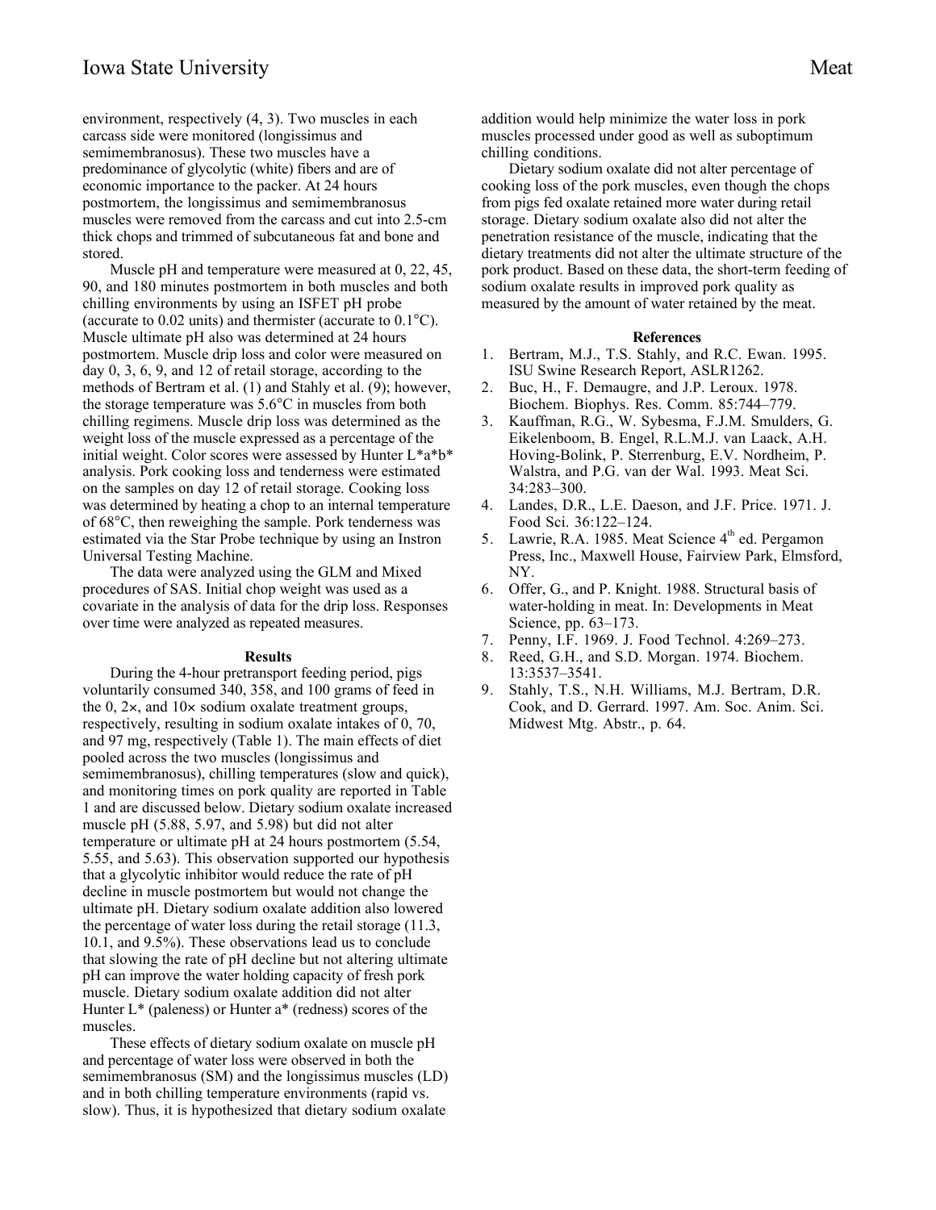environment, respectively (4, 3). Two muscles in each carcass side were monitored (longissimus and semimembranosus). These two muscles have a predominance of glycolytic (white) fibers and are of economic importance to the packer. At 24 hours postmortem, the longissimus and semimembranosus muscles were removed from the carcass and cut into 2.5-cm thick chops and trimmed of subcutaneous fat and bone and stored.

Muscle pH and temperature were measured at 0, 22, 45, 90, and 180 minutes postmortem in both muscles and both chilling environments by using an ISFET pH probe (accurate to 0.02 units) and thermister (accurate to 0.1°C). Muscle ultimate pH also was determined at 24 hours postmortem. Muscle drip loss and color were measured on day 0, 3, 6, 9, and 12 of retail storage, according to the methods of Bertram et al. (1) and Stahly et al. (9); however, the storage temperature was 5.6°C in muscles from both chilling regimens. Muscle drip loss was determined as the weight loss of the muscle expressed as a percentage of the initial weight. Color scores were assessed by Hunter L*a*b* analysis. Pork cooking loss and tenderness were estimated on the samples on day 12 of retail storage. Cooking loss was determined by heating a chop to an internal temperature of 68°C, then reweighing the sample. Pork tenderness was estimated via the Star Probe technique by using an Instron Universal Testing Machine.

The data were analyzed using the GLM and Mixed procedures of SAS. Initial chop weight was used as a covariate in the analysis of data for the drip loss. Responses over time were analyzed as repeated measures.

### Results

During the 4-hour pretransport feeding period, pigs voluntarily consumed 340, 358, and 100 grams of feed in the 0, 2×, and 10× sodium oxalate treatment groups, respectively, resulting in sodium oxalate intakes of 0, 70, and 97 mg, respectively (Table 1). The main effects of diet pooled across the two muscles (longissimus and semimembranosus), chilling temperatures (slow and quick), and monitoring times on pork quality are reported in Table 1 and are discussed below. Dietary sodium oxalate increased muscle pH (5.88, 5.97, and 5.98) but did not alter temperature or ultimate pH at 24 hours postmortem (5.54, 5.55, and 5.63). This observation supported our hypothesis that a glycolytic inhibitor would reduce the rate of pH decline in muscle postmortem but would not change the ultimate pH. Dietary sodium oxalate addition also lowered the percentage of water loss during the retail storage (11.3, 10.1, and 9.5%). These observations lead us to conclude that slowing the rate of pH decline but not altering ultimate pH can improve the water holding capacity of fresh pork muscle. Dietary sodium oxalate addition did not alter Hunter L* (paleness) or Hunter a* (redness) scores of the muscles.

These effects of dietary sodium oxalate on muscle pH and percentage of water loss were observed in both the semimembranosus (SM) and the longissimus muscles (LD) and in both chilling temperature environments (rapid vs. slow). Thus, it is hypothesized that dietary sodium oxalate addition would help minimize the water loss in pork muscles processed under good as well as suboptimum chilling conditions.

Dietary sodium oxalate did not alter percentage of cooking loss of the pork muscles, even though the chops from pigs fed oxalate retained more water during retail storage. Dietary sodium oxalate also did not alter the penetration resistance of the muscle, indicating that the dietary treatments did not alter the ultimate structure of the pork product. Based on these data, the short-term feeding of sodium oxalate results in improved pork quality as measured by the amount of water retained by the meat.

### References

1. Bertram, M.J., T.S. Stahly, and R.C. Ewan. 1995. ISU Swine Research Report, ASLR1262.
2. Buc, H., F. Demaugre, and J.P. Leroux. 1978. Biochem. Biophys. Res. Comm. 85:744–779.
3. Kauffman, R.G., W. Sybesma, F.J.M. Smulders, G. Eikelenboom, B. Engel, R.L.M.J. van Laack, A.H. Hoving-Bolink, P. Sterrenburg, E.V. Nordheim, P. Walstra, and P.G. van der Wal. 1993. Meat Sci. 34:283–300.
4. Landes, D.R., L.E. Daeson, and J.F. Price. 1971. J. Food Sci. 36:122–124.
5. Lawrie, R.A. 1985. Meat Science 4th ed. Pergamon Press, Inc., Maxwell House, Fairview Park, Elmsford, NY.
6. Offer, G., and P. Knight. 1988. Structural basis of water-holding in meat. In: Developments in Meat Science, pp. 63–173.
7. Penny, I.F. 1969. J. Food Technol. 4:269–273.
8. Reed, G.H., and S.D. Morgan. 1974. Biochem. 13:3537–3541.
9. Stahly, T.S., N.H. Williams, M.J. Bertram, D.R. Cook, and D. Gerrard. 1997. Am. Soc. Anim. Sci. Midwest Mtg. Abstr., p. 64.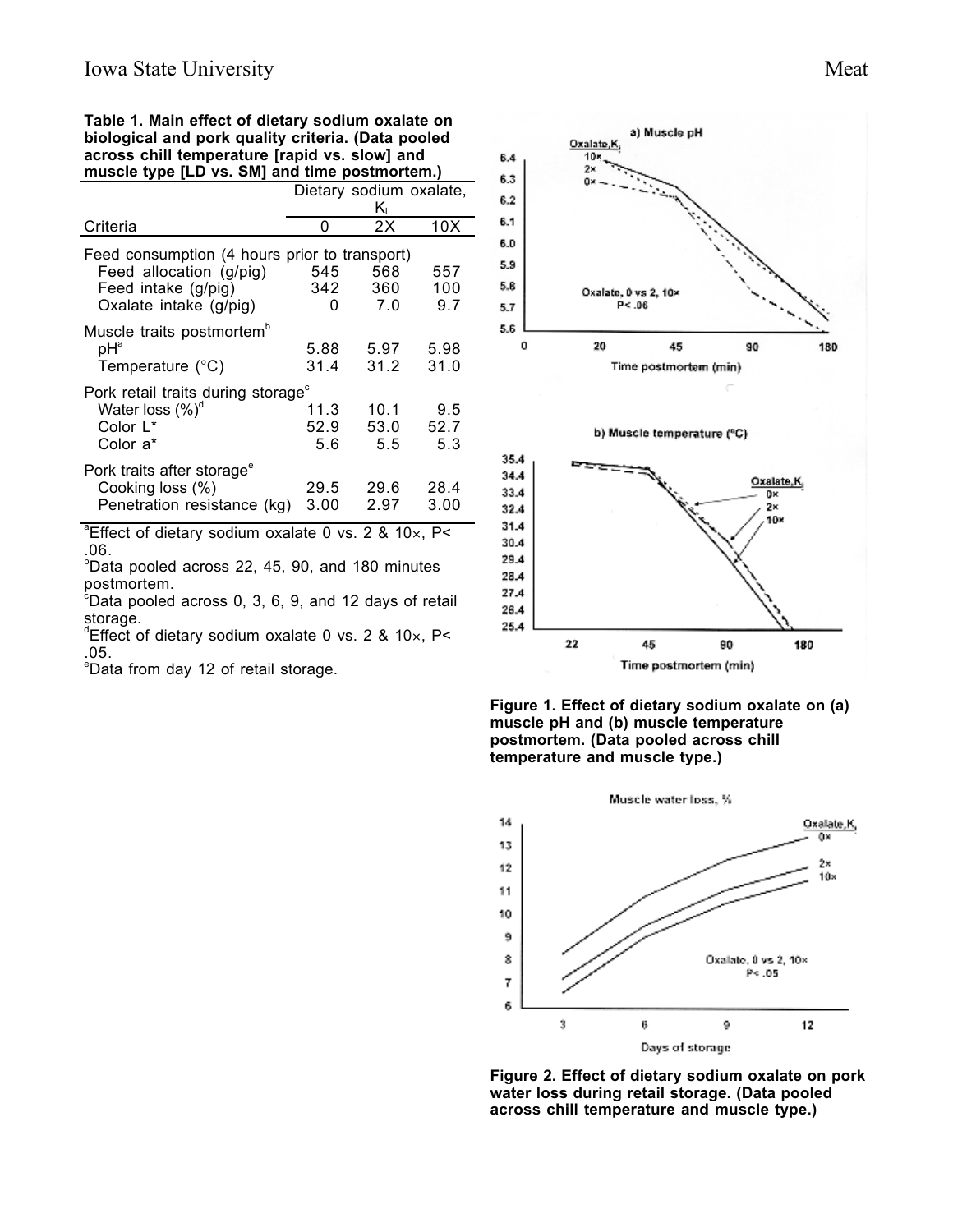**Table 1. Main effect of dietary sodium oxalate on biological and pork quality criteria. (Data pooled across chill temperature [rapid vs. slow] and muscle type [LD vs. SM] and time postmortem.)**

| | Dietary sodium oxalate, $K_i$ | | |
|---|---|---|---|
| Criteria | 0 | 2X | 10X |
| Feed consumption (4 hours prior to transport) | | | |
| Feed allocation (g/pig) | 545 | 568 | 557 |
| Feed intake (g/pig) | 342 | 360 | 100 |
| Oxalate intake (g/pig) | 0 | 7.0 | 9.7 |
| Muscle traits postmortem[b] | | | |
| pH[a] | 5.88 | 5.97 | 5.98 |
| Temperature (°C) | 31.4 | 31.2 | 31.0 |
| Pork retail traits during storage[c] | | | |
| Water loss (%)[d] | 11.3 | 10.1 | 9.5 |
| Color L* | 52.9 | 53.0 | 52.7 |
| Color a* | 5.6 | 5.5 | 5.3 |
| Pork traits after storage[e] | | | |
| Cooking loss (%) | 29.5 | 29.6 | 28.4 |
| Penetration resistance (kg) | 3.00 | 2.97 | 3.00 |

[a]Effect of dietary sodium oxalate 0 vs. 2 & 10×, P< .06.
[b]Data pooled across 22, 45, 90, and 180 minutes postmortem.
[c]Data pooled across 0, 3, 6, 9, and 12 days of retail storage.
[d]Effect of dietary sodium oxalate 0 vs. 2 & 10×, P< .05.
[e]Data from day 12 of retail storage.

**Figure 1. Effect of dietary sodium oxalate on (a) muscle pH and (b) muscle temperature postmortem. (Data pooled across chill temperature and muscle type.)**

**Figure 2. Effect of dietary sodium oxalate on pork water loss during retail storage. (Data pooled across chill temperature and muscle type.)**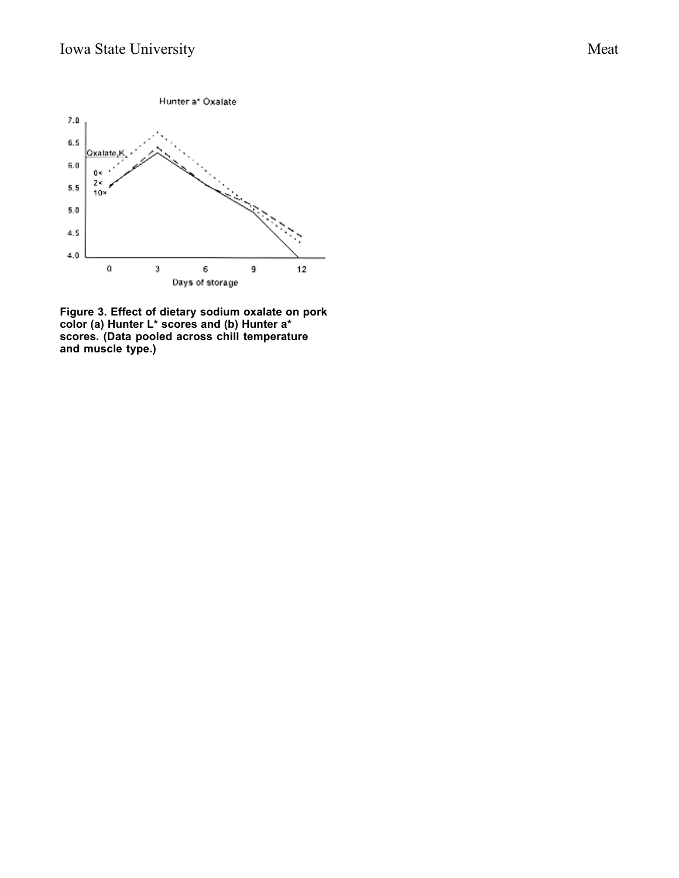Hunter a* Oxalate

7.0
6.5
6.0
5.5
5.0
4.5
4.0

Oxalate,K
0×
2×
10×

0
3
6
9
12

Days of storage

**Figure 3. Effect of dietary sodium oxalate on pork color (a) Hunter L* scores and (b) Hunter a* scores. (Data pooled across chill temperature and muscle type.)**